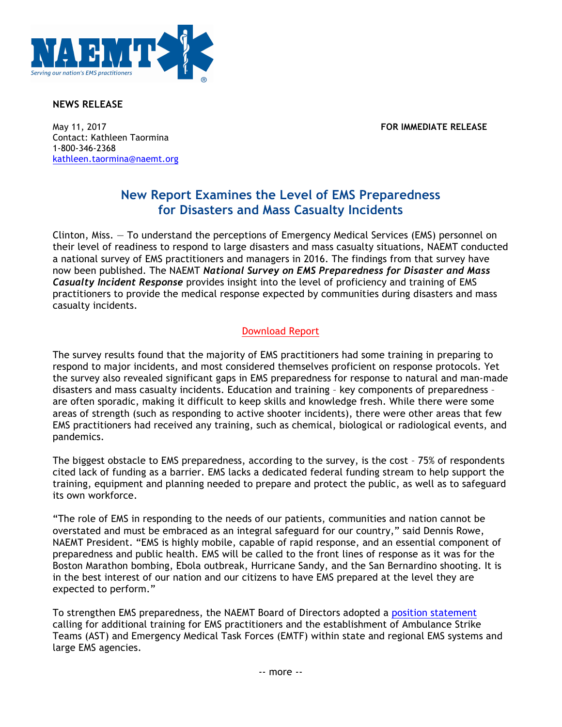NAEMT

Serving our nation's EMS practitioners

**NEWS RELEASE**

May 11, 2017
Contact: Kathleen Taormina
1-800-346-2368
kathleen.taormina@naemt.org

**FOR IMMEDIATE RELEASE**

## New Report Examines the Level of EMS Preparedness for Disasters and Mass Casualty Incidents

Clinton, Miss. — To understand the perceptions of Emergency Medical Services (EMS) personnel on their level of readiness to respond to large disasters and mass casualty situations, NAEMT conducted a national survey of EMS practitioners and managers in 2016. The findings from that survey have now been published. The NAEMT ***National Survey on EMS Preparedness for Disaster and Mass Casualty Incident Response*** provides insight into the level of proficiency and training of EMS practitioners to provide the medical response expected by communities during disasters and mass casualty incidents.

Download Report

The survey results found that the majority of EMS practitioners had some training in preparing to respond to major incidents, and most considered themselves proficient on response protocols. Yet the survey also revealed significant gaps in EMS preparedness for response to natural and man-made disasters and mass casualty incidents. Education and training – key components of preparedness – are often sporadic, making it difficult to keep skills and knowledge fresh. While there were some areas of strength (such as responding to active shooter incidents), there were other areas that few EMS practitioners had received any training, such as chemical, biological or radiological events, and pandemics.

The biggest obstacle to EMS preparedness, according to the survey, is the cost – 75% of respondents cited lack of funding as a barrier. EMS lacks a dedicated federal funding stream to help support the training, equipment and planning needed to prepare and protect the public, as well as to safeguard its own workforce.

"The role of EMS in responding to the needs of our patients, communities and nation cannot be overstated and must be embraced as an integral safeguard for our country," said Dennis Rowe, NAEMT President. "EMS is highly mobile, capable of rapid response, and an essential component of preparedness and public health. EMS will be called to the front lines of response as it was for the Boston Marathon bombing, Ebola outbreak, Hurricane Sandy, and the San Bernardino shooting. It is in the best interest of our nation and our citizens to have EMS prepared at the level they are expected to perform."

To strengthen EMS preparedness, the NAEMT Board of Directors adopted a position statement calling for additional training for EMS practitioners and the establishment of Ambulance Strike Teams (AST) and Emergency Medical Task Forces (EMTF) within state and regional EMS systems and large EMS agencies.

-- more --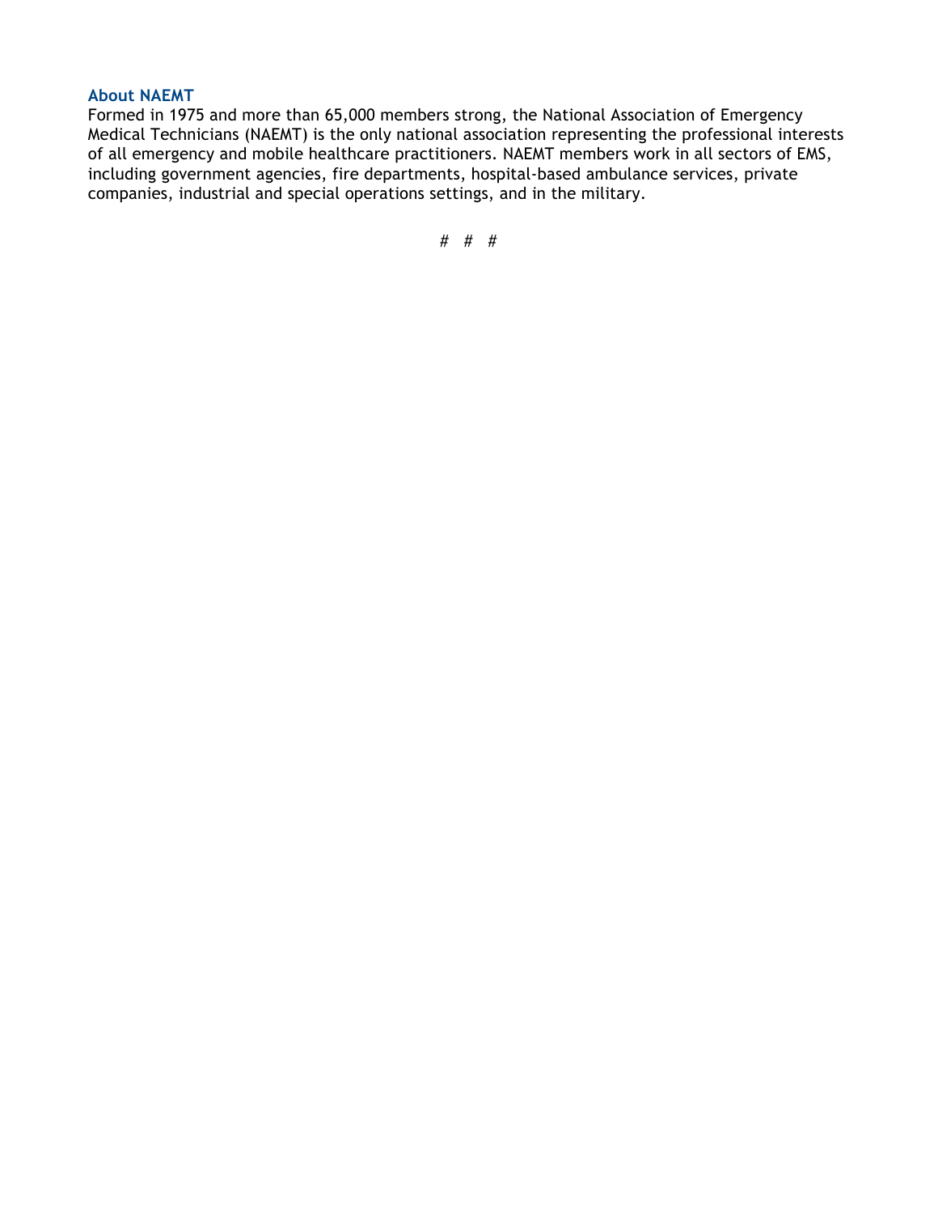### About NAEMT

Formed in 1975 and more than 65,000 members strong, the National Association of Emergency Medical Technicians (NAEMT) is the only national association representing the professional interests of all emergency and mobile healthcare practitioners. NAEMT members work in all sectors of EMS, including government agencies, fire departments, hospital-based ambulance services, private companies, industrial and special operations settings, and in the military.

# # #